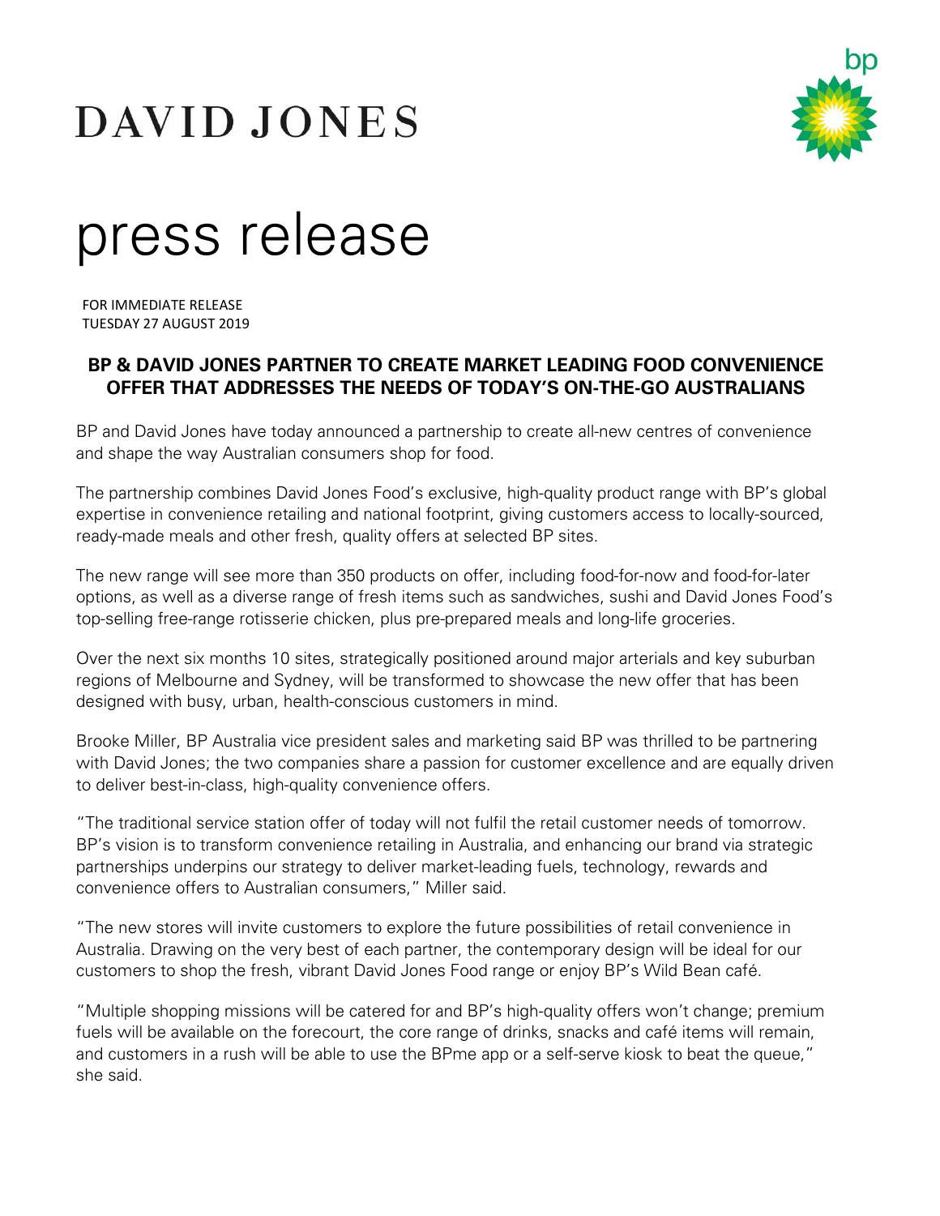DAVID JONES

bp

# press release

FOR IMMEDIATE RELEASE
TUESDAY 27 AUGUST 2019

## BP & DAVID JONES PARTNER TO CREATE MARKET LEADING FOOD CONVENIENCE OFFER THAT ADDRESSES THE NEEDS OF TODAY'S ON-THE-GO AUSTRALIANS

BP and David Jones have today announced a partnership to create all-new centres of convenience and shape the way Australian consumers shop for food.

The partnership combines David Jones Food's exclusive, high-quality product range with BP's global expertise in convenience retailing and national footprint, giving customers access to locally-sourced, ready-made meals and other fresh, quality offers at selected BP sites.

The new range will see more than 350 products on offer, including food-for-now and food-for-later options, as well as a diverse range of fresh items such as sandwiches, sushi and David Jones Food's top-selling free-range rotisserie chicken, plus pre-prepared meals and long-life groceries.

Over the next six months 10 sites, strategically positioned around major arterials and key suburban regions of Melbourne and Sydney, will be transformed to showcase the new offer that has been designed with busy, urban, health-conscious customers in mind.

Brooke Miller, BP Australia vice president sales and marketing said BP was thrilled to be partnering with David Jones; the two companies share a passion for customer excellence and are equally driven to deliver best-in-class, high-quality convenience offers.

"The traditional service station offer of today will not fulfil the retail customer needs of tomorrow. BP's vision is to transform convenience retailing in Australia, and enhancing our brand via strategic partnerships underpins our strategy to deliver market-leading fuels, technology, rewards and convenience offers to Australian consumers," Miller said.

"The new stores will invite customers to explore the future possibilities of retail convenience in Australia. Drawing on the very best of each partner, the contemporary design will be ideal for our customers to shop the fresh, vibrant David Jones Food range or enjoy BP's Wild Bean café.

"Multiple shopping missions will be catered for and BP's high-quality offers won't change; premium fuels will be available on the forecourt, the core range of drinks, snacks and café items will remain, and customers in a rush will be able to use the BPme app or a self-serve kiosk to beat the queue," she said.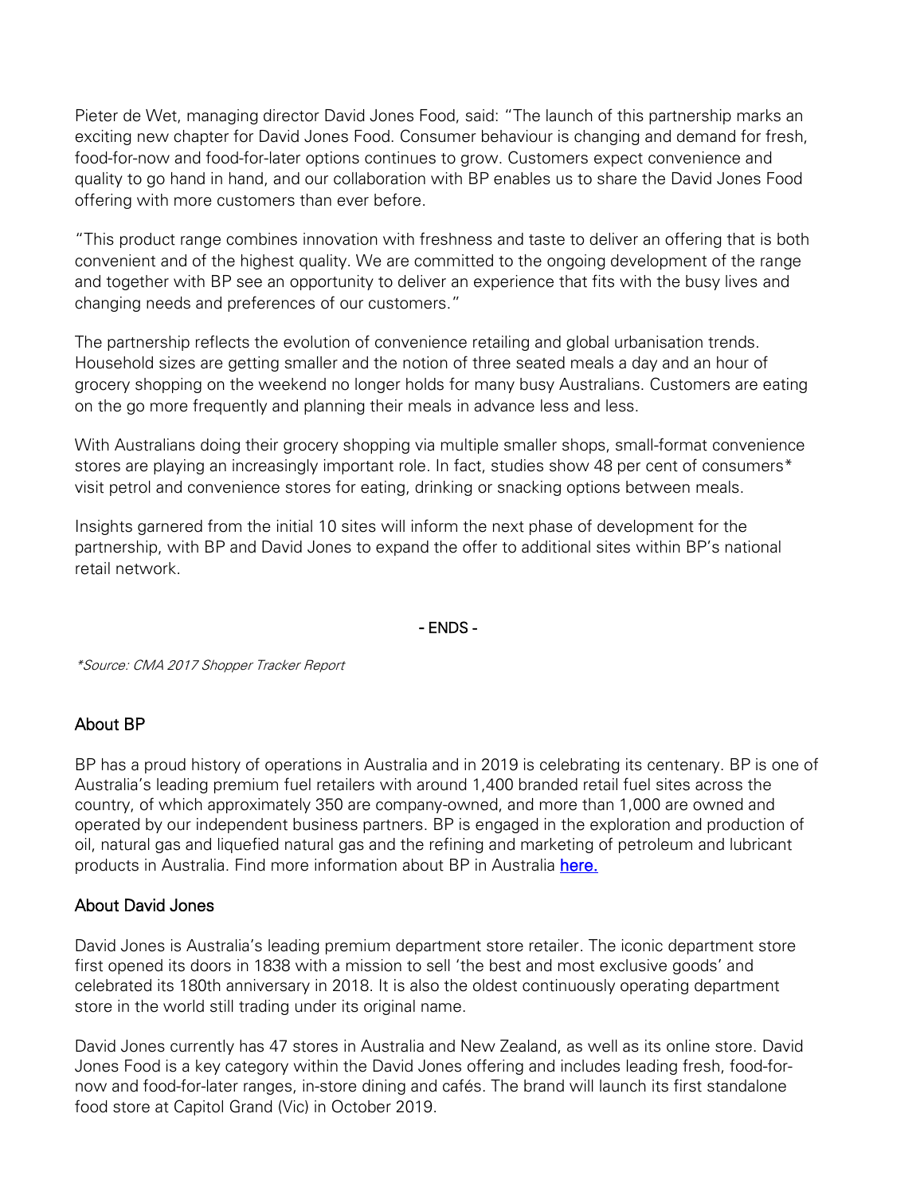Pieter de Wet, managing director David Jones Food, said: "The launch of this partnership marks an exciting new chapter for David Jones Food. Consumer behaviour is changing and demand for fresh, food-for-now and food-for-later options continues to grow. Customers expect convenience and quality to go hand in hand, and our collaboration with BP enables us to share the David Jones Food offering with more customers than ever before.

"This product range combines innovation with freshness and taste to deliver an offering that is both convenient and of the highest quality. We are committed to the ongoing development of the range and together with BP see an opportunity to deliver an experience that fits with the busy lives and changing needs and preferences of our customers."

The partnership reflects the evolution of convenience retailing and global urbanisation trends. Household sizes are getting smaller and the notion of three seated meals a day and an hour of grocery shopping on the weekend no longer holds for many busy Australians. Customers are eating on the go more frequently and planning their meals in advance less and less.

With Australians doing their grocery shopping via multiple smaller shops, small-format convenience stores are playing an increasingly important role. In fact, studies show 48 per cent of consumers* visit petrol and convenience stores for eating, drinking or snacking options between meals.

Insights garnered from the initial 10 sites will inform the next phase of development for the partnership, with BP and David Jones to expand the offer to additional sites within BP's national retail network.

**- ENDS -**

*\*Source: CMA 2017 Shopper Tracker Report*

## About BP

BP has a proud history of operations in Australia and in 2019 is celebrating its centenary. BP is one of Australia's leading premium fuel retailers with around 1,400 branded retail fuel sites across the country, of which approximately 350 are company-owned, and more than 1,000 are owned and operated by our independent business partners. BP is engaged in the exploration and production of oil, natural gas and liquefied natural gas and the refining and marketing of petroleum and lubricant products in Australia. Find more information about BP in Australia **here.**

## About David Jones

David Jones is Australia's leading premium department store retailer. The iconic department store first opened its doors in 1838 with a mission to sell 'the best and most exclusive goods' and celebrated its 180th anniversary in 2018. It is also the oldest continuously operating department store in the world still trading under its original name.

David Jones currently has 47 stores in Australia and New Zealand, as well as its online store. David Jones Food is a key category within the David Jones offering and includes leading fresh, food-for-now and food-for-later ranges, in-store dining and cafés. The brand will launch its first standalone food store at Capitol Grand (Vic) in October 2019.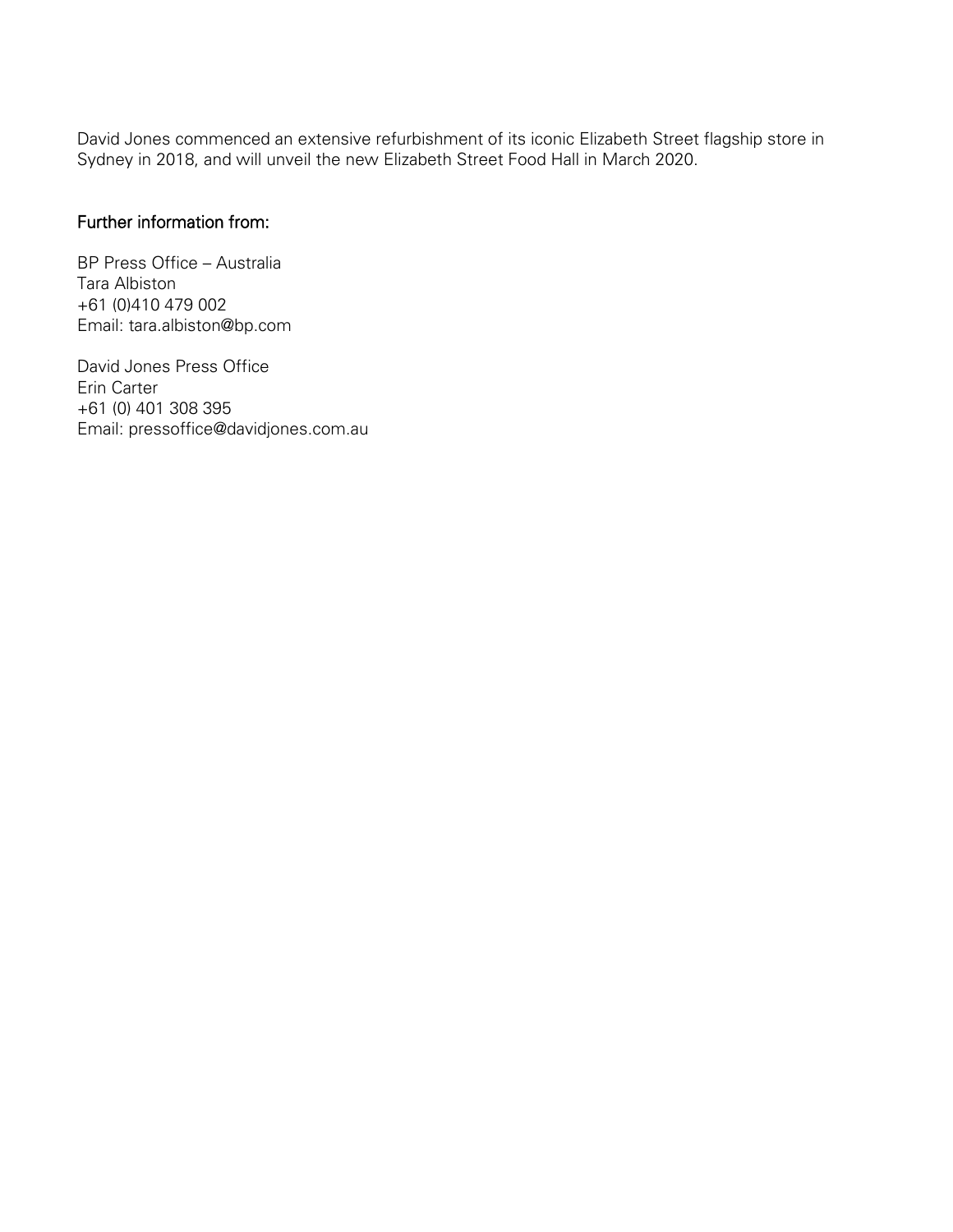David Jones commenced an extensive refurbishment of its iconic Elizabeth Street flagship store in Sydney in 2018, and will unveil the new Elizabeth Street Food Hall in March 2020.

## Further information from:

BP Press Office – Australia
Tara Albiston
+61 (0)410 479 002
Email: tara.albiston@bp.com

David Jones Press Office
Erin Carter
+61 (0) 401 308 395
Email: pressoffice@davidjones.com.au